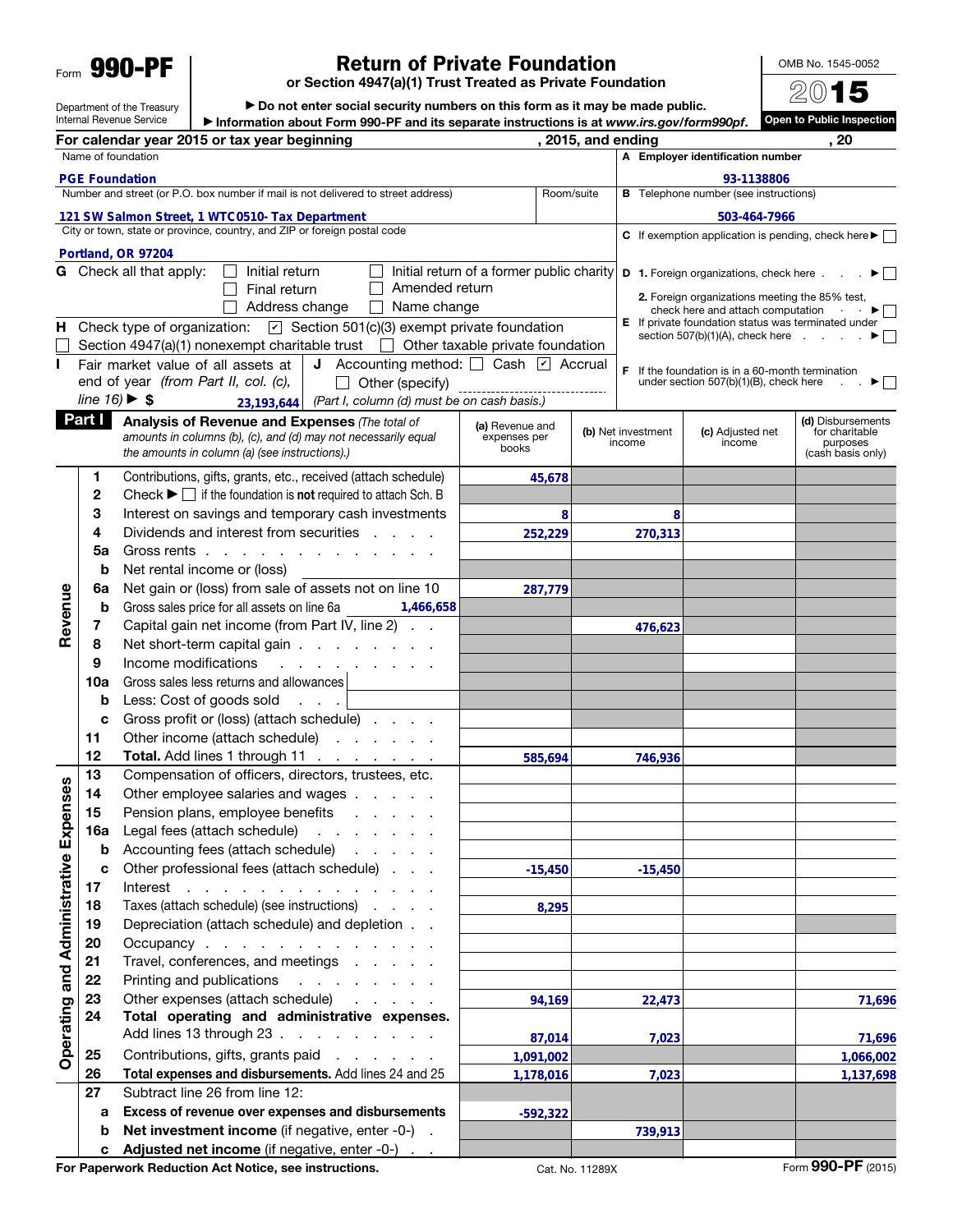Form **990-PF**

Department of the Treasury
Internal Revenue Service

# Return of Private Foundation

**or Section 4947(a)(1) Trust Treated as Private Foundation**

▶ Do not enter social security numbers on this form as it may be made public.
▶ Information about Form 990-PF and its separate instructions is at *www.irs.gov/form990pf*.

OMB No. 1545-0052

**2015**

**Open to Public Inspection**

**For calendar year 2015 or tax year beginning , 2015, and ending , 20**

Name of foundation: **PGE Foundation**

A Employer identification number: **93-1138806**

Number and street (or P.O. box number if mail is not delivered to street address): **121 SW Salmon Street, 1 WTC0510- Tax Department**

Room/suite:

B Telephone number (see instructions): **503-464-7966**

City or town, state or province, country, and ZIP or foreign postal code: **Portland, OR 97204**

C If exemption application is pending, check here ▶ ☐

G Check all that apply:
- ☐ Initial return
- ☐ Initial return of a former public charity
- ☐ Final return
- ☐ Amended return
- ☐ Address change
- ☐ Name change

D 1. Foreign organizations, check here ▶ ☐
2. Foreign organizations meeting the 85% test, check here and attach computation ▶ ☐

H Check type of organization: ☑ Section 501(c)(3) exempt private foundation
☐ Section 4947(a)(1) nonexempt charitable trust ☐ Other taxable private foundation

E If private foundation status was terminated under section 507(b)(1)(A), check here ▶ ☐

I Fair market value of all assets at end of year *(from Part II, col. (c), line 16)* ▶ $ **23,193,644**

J Accounting method: ☐ Cash ☑ Accrual ☐ Other (specify)
(Part I, column (d) must be on cash basis.)

F If the foundation is in a 60-month termination under section 507(b)(1)(B), check here ▶ ☐

## Part I Analysis of Revenue and Expenses

*(The total of amounts in columns (b), (c), and (d) may not necessarily equal the amounts in column (a) (see instructions).)*

| | Line | Description | (a) Revenue and expenses per books | (b) Net investment income | (c) Adjusted net income | (d) Disbursements for charitable purposes (cash basis only) |
|---|---|---|---|---|---|---|
| Revenue | 1 | Contributions, gifts, grants, etc., received (attach schedule) | 45,678 | | | |
| | 2 | Check ▶ ☐ if the foundation is **not** required to attach Sch. B | | | | |
| | 3 | Interest on savings and temporary cash investments | 8 | 8 | | |
| | 4 | Dividends and interest from securities | 252,229 | 270,313 | | |
| | 5a | Gross rents | | | | |
| | b | Net rental income or (loss) | | | | |
| | 6a | Net gain or (loss) from sale of assets not on line 10 | 287,779 | | | |
| | b | Gross sales price for all assets on line 6a 1,466,658 | | | | |
| | 7 | Capital gain net income (from Part IV, line 2) | | 476,623 | | |
| | 8 | Net short-term capital gain | | | | |
| | 9 | Income modifications | | | | |
| | 10a | Gross sales less returns and allowances | | | | |
| | b | Less: Cost of goods sold | | | | |
| | c | Gross profit or (loss) (attach schedule) | | | | |
| | 11 | Other income (attach schedule) | | | | |
| | 12 | **Total.** Add lines 1 through 11 | 585,694 | 746,936 | | |
| Operating and Administrative Expenses | 13 | Compensation of officers, directors, trustees, etc. | | | | |
| | 14 | Other employee salaries and wages | | | | |
| | 15 | Pension plans, employee benefits | | | | |
| | 16a | Legal fees (attach schedule) | | | | |
| | b | Accounting fees (attach schedule) | | | | |
| | c | Other professional fees (attach schedule) | -15,450 | -15,450 | | |
| | 17 | Interest | | | | |
| | 18 | Taxes (attach schedule) (see instructions) | 8,295 | | | |
| | 19 | Depreciation (attach schedule) and depletion | | | | |
| | 20 | Occupancy | | | | |
| | 21 | Travel, conferences, and meetings | | | | |
| | 22 | Printing and publications | | | | |
| | 23 | Other expenses (attach schedule) | 94,169 | 22,473 | | 71,696 |
| | 24 | **Total operating and administrative expenses.** Add lines 13 through 23 | 87,014 | 7,023 | | 71,696 |
| | 25 | Contributions, gifts, grants paid | 1,091,002 | | | 1,066,002 |
| | 26 | **Total expenses and disbursements.** Add lines 24 and 25 | 1,178,016 | 7,023 | | 1,137,698 |
| | 27 | Subtract line 26 from line 12: | | | | |
| | a | **Excess of revenue over expenses and disbursements** | -592,322 | | | |
| | b | **Net investment income** (if negative, enter -0-) | | 739,913 | | |
| | c | **Adjusted net income** (if negative, enter -0-) | | | | |

**For Paperwork Reduction Act Notice, see instructions.** Cat. No. 11289X Form **990-PF** (2015)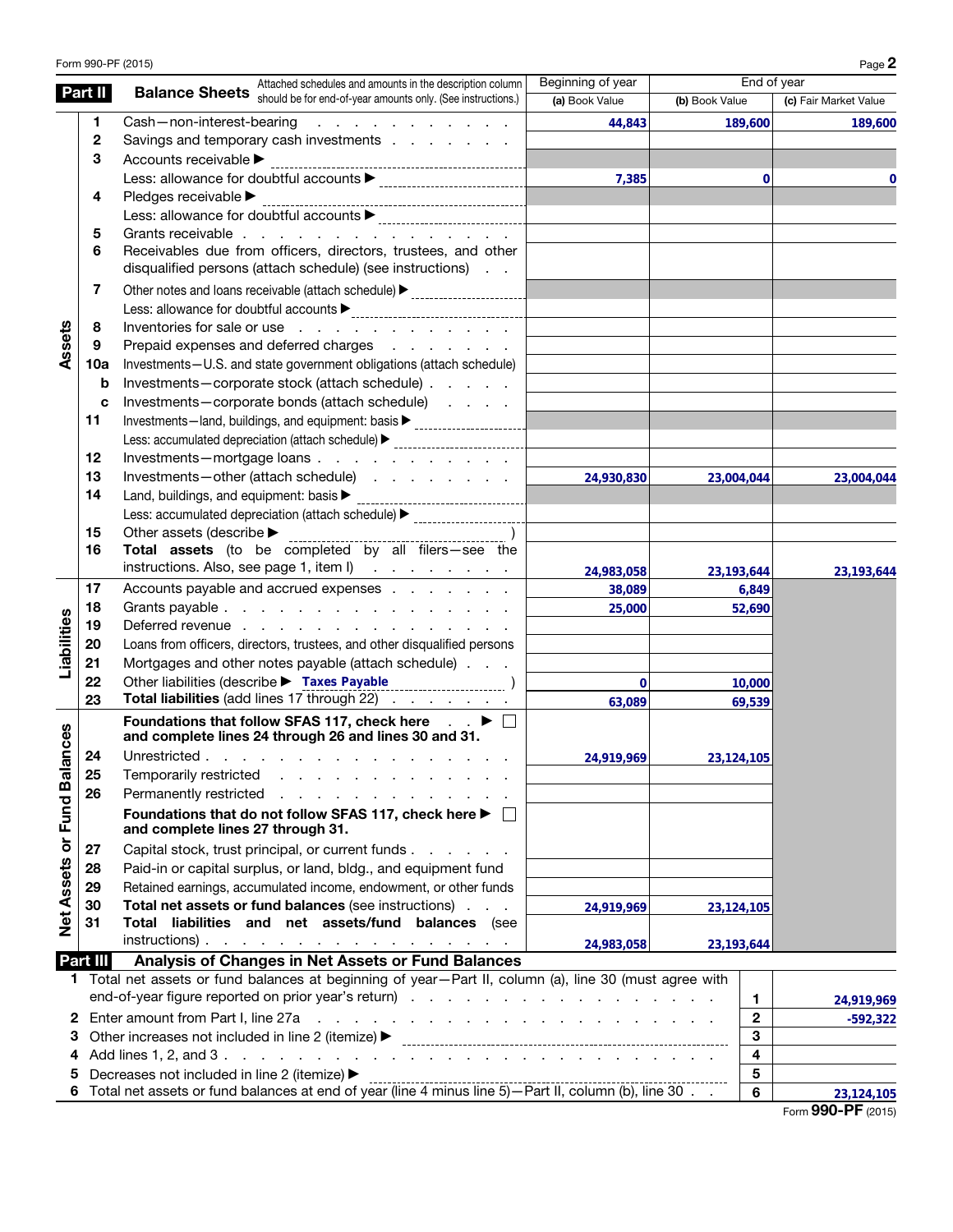Form 990-PF (2015)

## Part II Balance Sheets

Attached schedules and amounts in the description column should be for end-of-year amounts only. (See instructions.)

| | | | Beginning of year | End of year | |
|---|---|---|---|---|---|
| | | | (a) Book Value | (b) Book Value | (c) Fair Market Value |
| Assets | 1 | Cash—non-interest-bearing | 44,843 | 189,600 | 189,600 |
| | 2 | Savings and temporary cash investments | | | |
| | 3 | Accounts receivable ▶ | | | |
| | | Less: allowance for doubtful accounts ▶ | 7,385 | 0 | 0 |
| | 4 | Pledges receivable ▶ | | | |
| | | Less: allowance for doubtful accounts ▶ | | | |
| | 5 | Grants receivable | | | |
| | 6 | Receivables due from officers, directors, trustees, and other disqualified persons (attach schedule) (see instructions) | | | |
| | 7 | Other notes and loans receivable (attach schedule) ▶ | | | |
| | | Less: allowance for doubtful accounts ▶ | | | |
| | 8 | Inventories for sale or use | | | |
| | 9 | Prepaid expenses and deferred charges | | | |
| | 10a | Investments—U.S. and state government obligations (attach schedule) | | | |
| | b | Investments—corporate stock (attach schedule) | | | |
| | c | Investments—corporate bonds (attach schedule) | | | |
| | 11 | Investments—land, buildings, and equipment: basis ▶ | | | |
| | | Less: accumulated depreciation (attach schedule) ▶ | | | |
| | 12 | Investments—mortgage loans | | | |
| | 13 | Investments—other (attach schedule) | 24,930,830 | 23,004,044 | 23,004,044 |
| | 14 | Land, buildings, and equipment: basis ▶ | | | |
| | | Less: accumulated depreciation (attach schedule) ▶ | | | |
| | 15 | Other assets (describe ▶ ) | | | |
| | 16 | **Total assets** (to be completed by all filers—see the instructions. Also, see page 1, item I) | 24,983,058 | 23,193,644 | 23,193,644 |
| Liabilities | 17 | Accounts payable and accrued expenses | 38,089 | 6,849 | |
| | 18 | Grants payable | 25,000 | 52,690 | |
| | 19 | Deferred revenue | | | |
| | 20 | Loans from officers, directors, trustees, and other disqualified persons | | | |
| | 21 | Mortgages and other notes payable (attach schedule) | | | |
| | 22 | Other liabilities (describe ▶ Taxes Payable ) | 0 | 10,000 | |
| | 23 | **Total liabilities** (add lines 17 through 22) | 63,089 | 69,539 | |
| Net Assets or Fund Balances | | **Foundations that follow SFAS 117, check here ▶ ☐ and complete lines 24 through 26 and lines 30 and 31.** | | | |
| | 24 | Unrestricted | 24,919,969 | 23,124,105 | |
| | 25 | Temporarily restricted | | | |
| | 26 | Permanently restricted | | | |
| | | **Foundations that do not follow SFAS 117, check here ▶ ☐ and complete lines 27 through 31.** | | | |
| | 27 | Capital stock, trust principal, or current funds | | | |
| | 28 | Paid-in or capital surplus, or land, bldg., and equipment fund | | | |
| | 29 | Retained earnings, accumulated income, endowment, or other funds | | | |
| | 30 | **Total net assets or fund balances** (see instructions) | 24,919,969 | 23,124,105 | |
| | 31 | **Total liabilities and net assets/fund balances** (see instructions) | 24,983,058 | 23,193,644 | |

## Part III Analysis of Changes in Net Assets or Fund Balances

| | | | |
|---|---|---|---|
| 1 | Total net assets or fund balances at beginning of year—Part II, column (a), line 30 (must agree with end-of-year figure reported on prior year's return) | 1 | 24,919,969 |
| 2 | Enter amount from Part I, line 27a | 2 | -592,322 |
| 3 | Other increases not included in line 2 (itemize) ▶ | 3 | |
| 4 | Add lines 1, 2, and 3 | 4 | |
| 5 | Decreases not included in line 2 (itemize) ▶ | 5 | |
| 6 | Total net assets or fund balances at end of year (line 4 minus line 5)—Part II, column (b), line 30 | 6 | 23,124,105 |

Form **990-PF** (2015)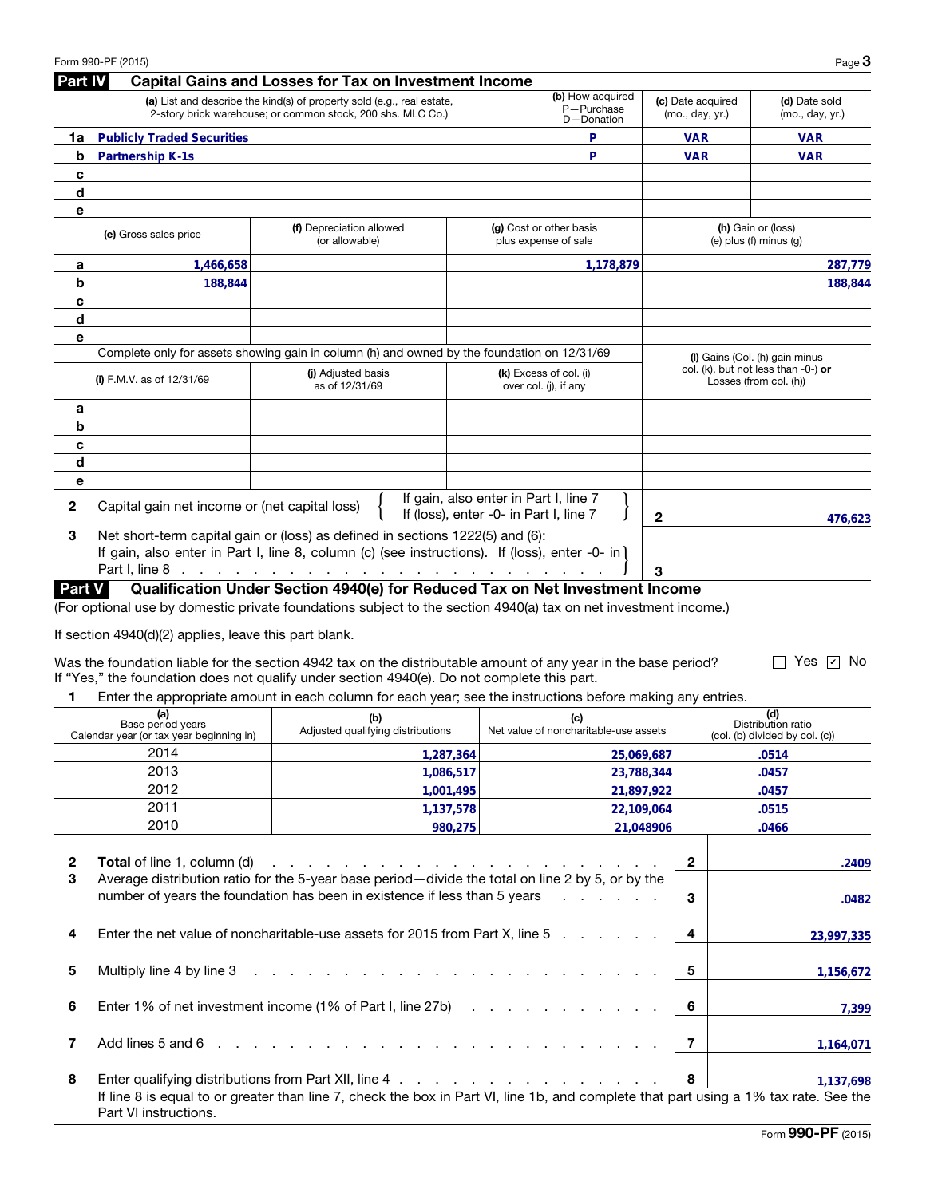Form 990-PF (2015)

## Part IV Capital Gains and Losses for Tax on Investment Income

| | (a) List and describe the kind(s) of property sold (e.g., real estate, 2-story brick warehouse; or common stock, 200 shs. MLC Co.) | (b) How acquired P—Purchase D—Donation | (c) Date acquired (mo., day, yr.) | (d) Date sold (mo., day, yr.) |
|---|---|---|---|---|
| 1a | Publicly Traded Securities | P | VAR | VAR |
| b | Partnership K-1s | P | VAR | VAR |
| c | | | | |
| d | | | | |
| e | | | | |

| | (e) Gross sales price | (f) Depreciation allowed (or allowable) | (g) Cost or other basis plus expense of sale | (h) Gain or (loss) (e) plus (f) minus (g) |
|---|---|---|---|---|
| a | 1,466,658 | | 1,178,879 | 287,779 |
| b | 188,844 | | | 188,844 |
| c | | | | |
| d | | | | |
| e | | | | |

Complete only for assets showing gain in column (h) and owned by the foundation on 12/31/69

| | (i) F.M.V. as of 12/31/69 | (j) Adjusted basis as of 12/31/69 | (k) Excess of col. (i) over col. (j), if any | (l) Gains (Col. (h) gain minus col. (k), but not less than -0-) **or** Losses (from col. (h)) |
|---|---|---|---|---|
| a | | | | |
| b | | | | |
| c | | | | |
| d | | | | |
| e | | | | |

| | | | |
|---|---|---|---|
| 2 | Capital gain net income or (net capital loss) { If gain, also enter in Part I, line 7; If (loss), enter -0- in Part I, line 7 } | 2 | 476,623 |
| 3 | Net short-term capital gain or (loss) as defined in sections 1222(5) and (6): If gain, also enter in Part I, line 8, column (c) (see instructions). If (loss), enter -0- in Part I, line 8 | 3 | |

## Part V Qualification Under Section 4940(e) for Reduced Tax on Net Investment Income

(For optional use by domestic private foundations subject to the section 4940(a) tax on net investment income.)

If section 4940(d)(2) applies, leave this part blank.

Was the foundation liable for the section 4942 tax on the distributable amount of any year in the base period? ☐ Yes ☑ No

If "Yes," the foundation does not qualify under section 4940(e). Do not complete this part.

1 Enter the appropriate amount in each column for each year; see the instructions before making any entries.

| (a) Base period years Calendar year (or tax year beginning in) | (b) Adjusted qualifying distributions | (c) Net value of noncharitable-use assets | (d) Distribution ratio (col. (b) divided by col. (c)) |
|---|---|---|---|
| 2014 | 1,287,364 | 25,069,687 | .0514 |
| 2013 | 1,086,517 | 23,788,344 | .0457 |
| 2012 | 1,001,495 | 21,897,922 | .0457 |
| 2011 | 1,137,578 | 22,109,064 | .0515 |
| 2010 | 980,275 | 21048906 | .0466 |

| | | | |
|---|---|---|---|
| 2 | **Total** of line 1, column (d) | 2 | .2409 |
| 3 | Average distribution ratio for the 5-year base period—divide the total on line 2 by 5, or by the number of years the foundation has been in existence if less than 5 years | 3 | .0482 |
| 4 | Enter the net value of noncharitable-use assets for 2015 from Part X, line 5 | 4 | 23,997,335 |
| 5 | Multiply line 4 by line 3 | 5 | 1,156,672 |
| 6 | Enter 1% of net investment income (1% of Part I, line 27b) | 6 | 7,399 |
| 7 | Add lines 5 and 6 | 7 | 1,164,071 |
| 8 | Enter qualifying distributions from Part XII, line 4 | 8 | 1,137,698 |

If line 8 is equal to or greater than line 7, check the box in Part VI, line 1b, and complete that part using a 1% tax rate. See the Part VI instructions.

Form **990-PF** (2015)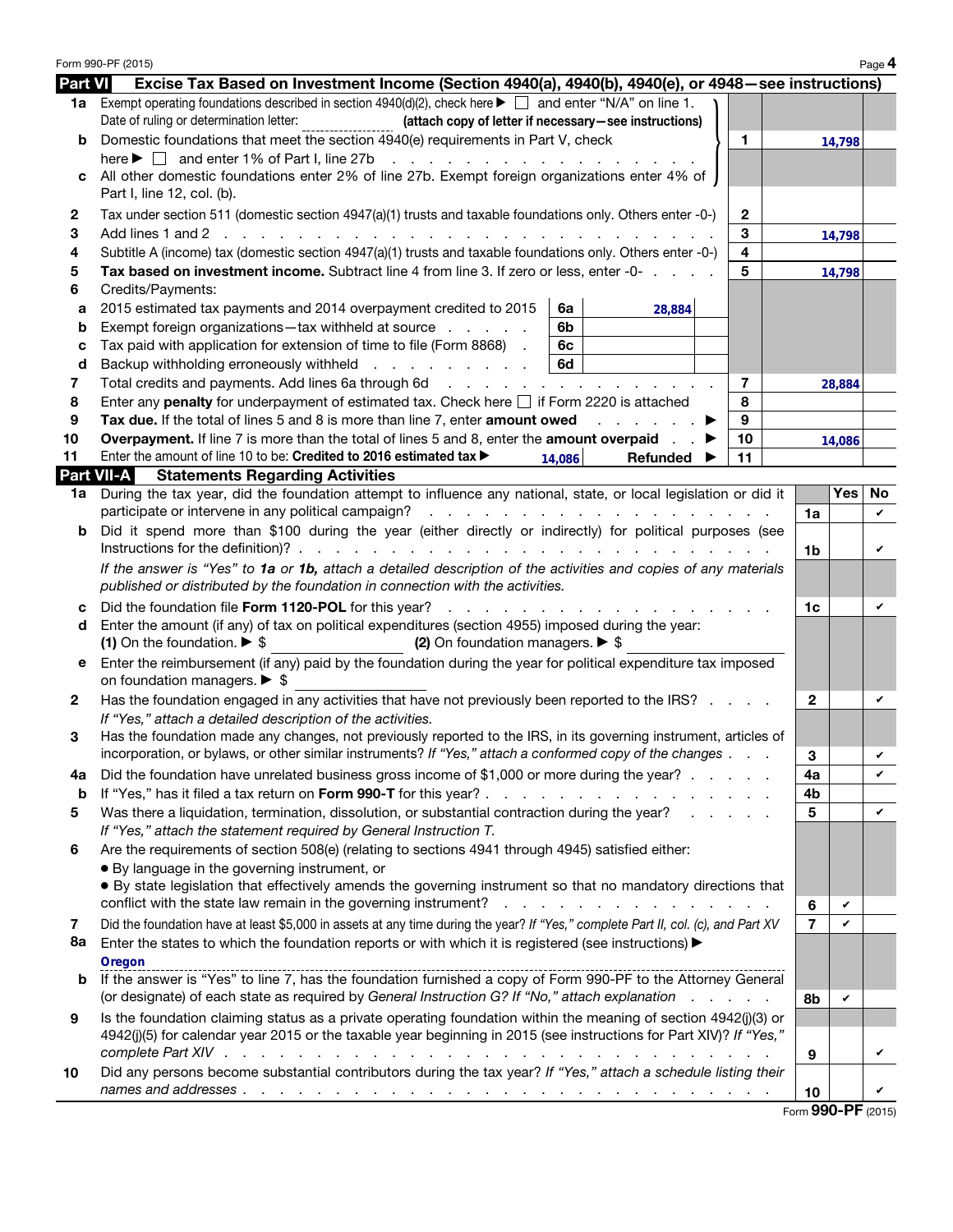## Part VI Excise Tax Based on Investment Income (Section 4940(a), 4940(b), 4940(e), or 4948—see instructions)

| | | | |
|---|---|---|---|
| **1a** | Exempt operating foundations described in section 4940(d)(2), check here ▶ ☐ and enter "N/A" on line 1. Date of ruling or determination letter: ________ **(attach copy of letter if necessary—see instructions)** | | |
| **b** | Domestic foundations that meet the section 4940(e) requirements in Part V, check here ▶ ☐ and enter 1% of Part I, line 27b | 1 | 14,798 |
| **c** | All other domestic foundations enter 2% of line 27b. Exempt foreign organizations enter 4% of Part I, line 12, col. (b). | | |
| **2** | Tax under section 511 (domestic section 4947(a)(1) trusts and taxable foundations only. Others enter -0-) | 2 | |
| **3** | Add lines 1 and 2 | 3 | 14,798 |
| **4** | Subtitle A (income) tax (domestic section 4947(a)(1) trusts and taxable foundations only. Others enter -0-) | 4 | |
| **5** | **Tax based on investment income.** Subtract line 4 from line 3. If zero or less, enter -0- | 5 | 14,798 |
| **6** | Credits/Payments: | | |
| **a** | 2015 estimated tax payments and 2014 overpayment credited to 2015 — 6a: 28,884 | | |
| **b** | Exempt foreign organizations—tax withheld at source — 6b | | |
| **c** | Tax paid with application for extension of time to file (Form 8868) — 6c | | |
| **d** | Backup withholding erroneously withheld — 6d | | |
| **7** | Total credits and payments. Add lines 6a through 6d | 7 | 28,884 |
| **8** | Enter any **penalty** for underpayment of estimated tax. Check here ☐ if Form 2220 is attached | 8 | |
| **9** | **Tax due.** If the total of lines 5 and 8 is more than line 7, enter **amount owed** ▶ | 9 | |
| **10** | **Overpayment.** If line 7 is more than the total of lines 5 and 8, enter the **amount overpaid** ▶ | 10 | 14,086 |
| **11** | Enter the amount of line 10 to be: **Credited to 2016 estimated tax** ▶ 14,086 **Refunded** ▶ | 11 | |

## Part VII-A Statements Regarding Activities

| | | | Yes | No |
|---|---|---|---|---|
| **1a** | During the tax year, did the foundation attempt to influence any national, state, or local legislation or did it participate or intervene in any political campaign? | 1a | | ✔ |
| **b** | Did it spend more than $100 during the year (either directly or indirectly) for political purposes (see Instructions for the definition)? | 1b | | ✔ |
| | *If the answer is "Yes" to **1a** or **1b**, attach a detailed description of the activities and copies of any materials published or distributed by the foundation in connection with the activities.* | | | |
| **c** | Did the foundation file **Form 1120-POL** for this year? | 1c | | ✔ |
| **d** | Enter the amount (if any) of tax on political expenditures (section 4955) imposed during the year: **(1)** On the foundation. ▶ $ ________ **(2)** On foundation managers. ▶ $ ________ | | | |
| **e** | Enter the reimbursement (if any) paid by the foundation during the year for political expenditure tax imposed on foundation managers. ▶ $ ________ | | | |
| **2** | Has the foundation engaged in any activities that have not previously been reported to the IRS? *If "Yes," attach a detailed description of the activities.* | 2 | | ✔ |
| **3** | Has the foundation made any changes, not previously reported to the IRS, in its governing instrument, articles of incorporation, or bylaws, or other similar instruments? *If "Yes," attach a conformed copy of the changes* | 3 | | ✔ |
| **4a** | Did the foundation have unrelated business gross income of $1,000 or more during the year? | 4a | | ✔ |
| **b** | If "Yes," has it filed a tax return on **Form 990-T** for this year? | 4b | | |
| **5** | Was there a liquidation, termination, dissolution, or substantial contraction during the year? *If "Yes," attach the statement required by General Instruction T.* | 5 | | ✔ |
| **6** | Are the requirements of section 508(e) (relating to sections 4941 through 4945) satisfied either: • By language in the governing instrument, or • By state legislation that effectively amends the governing instrument so that no mandatory directions that conflict with the state law remain in the governing instrument? | 6 | ✔ | |
| **7** | Did the foundation have at least $5,000 in assets at any time during the year? *If "Yes," complete Part II, col. (c), and Part XV* | 7 | ✔ | |
| **8a** | Enter the states to which the foundation reports or with which it is registered (see instructions) ▶ Oregon | | | |
| **b** | If the answer is "Yes" to line 7, has the foundation furnished a copy of Form 990-PF to the Attorney General (or designate) of each state as required by *General Instruction G? If "No," attach explanation* | 8b | ✔ | |
| **9** | Is the foundation claiming status as a private operating foundation within the meaning of section 4942(j)(3) or 4942(j)(5) for calendar year 2015 or the taxable year beginning in 2015 (see instructions for Part XIV)? *If "Yes," complete Part XIV* | 9 | | ✔ |
| **10** | Did any persons become substantial contributors during the tax year? *If "Yes," attach a schedule listing their names and addresses* | 10 | | ✔ |

Form **990-PF** (2015)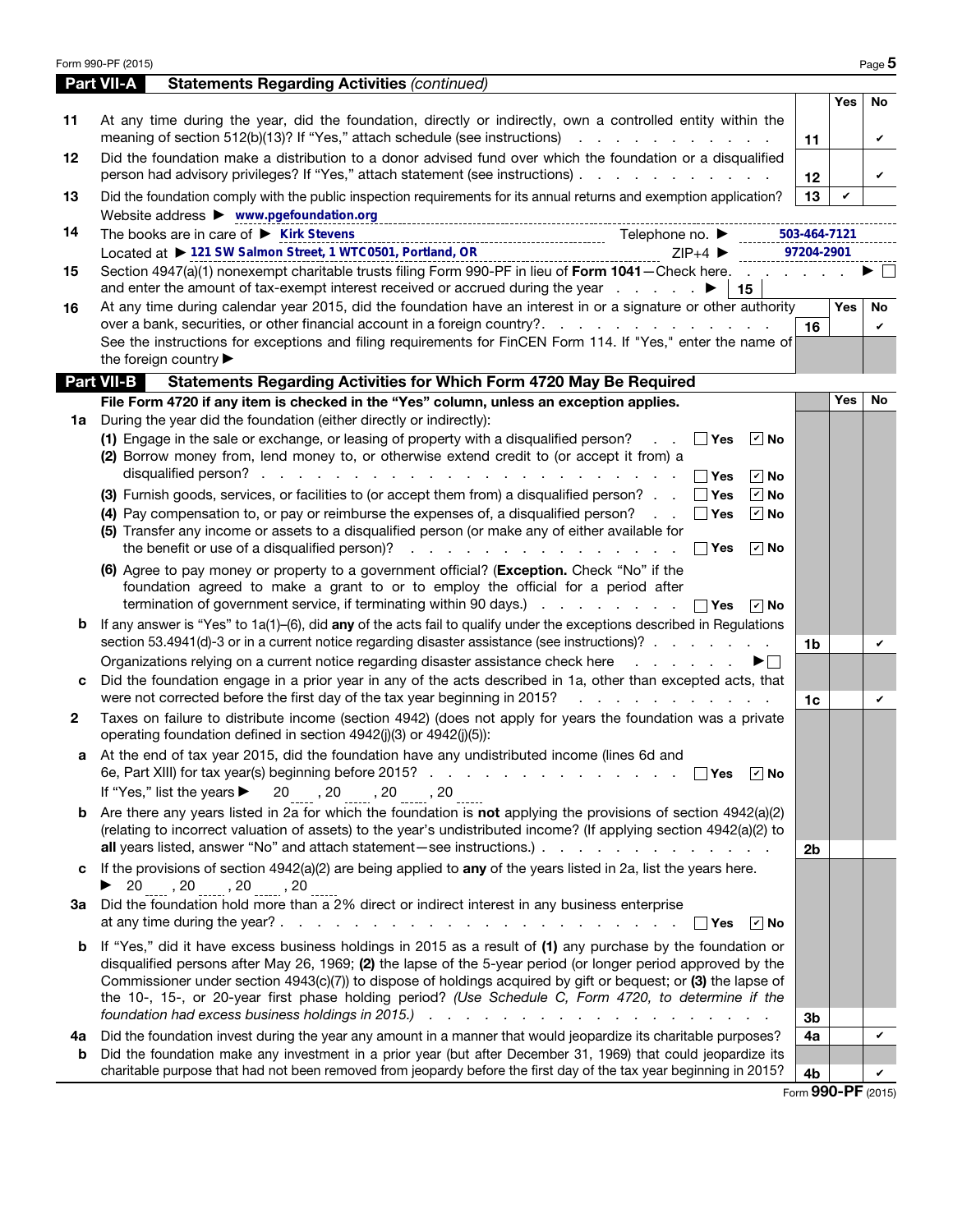Form 990-PF (2015) Page **5**

## Part VII-A Statements Regarding Activities *(continued)*

| | | | Yes | No |
|---|---|---|---|---|
| 11 | At any time during the year, did the foundation, directly or indirectly, own a controlled entity within the meaning of section 512(b)(13)? If "Yes," attach schedule (see instructions) | 11 | | ✔ |
| 12 | Did the foundation make a distribution to a donor advised fund over which the foundation or a disqualified person had advisory privileges? If "Yes," attach statement (see instructions) | 12 | | ✔ |
| 13 | Did the foundation comply with the public inspection requirements for its annual returns and exemption application? | 13 | ✔ | |

Website address ▶ **www.pgefoundation.org**

**14** The books are in care of ▶ **Kirk Stevens** Telephone no. ▶ **503-464-7121**

Located at ▶ **121 SW Salmon Street, 1 WTC0501, Portland, OR** ZIP+4 ▶ **97204-2901**

**15** Section 4947(a)(1) nonexempt charitable trusts filing Form 990-PF in lieu of **Form 1041**—Check here ▶ ☐ and enter the amount of tax-exempt interest received or accrued during the year ▶ | 15 |

| | | | Yes | No |
|---|---|---|---|---|
| 16 | At any time during calendar year 2015, did the foundation have an interest in or a signature or other authority over a bank, securities, or other financial account in a foreign country? | 16 | | ✔ |

See the instructions for exceptions and filing requirements for FinCEN Form 114. If "Yes," enter the name of the foreign country ▶

## Part VII-B Statements Regarding Activities for Which Form 4720 May Be Required

**File Form 4720 if any item is checked in the "Yes" column, unless an exception applies.**

**1a** During the year did the foundation (either directly or indirectly):

(1) Engage in the sale or exchange, or leasing of property with a disqualified person? ☐ Yes ☑ No

(2) Borrow money from, lend money to, or otherwise extend credit to (or accept it from) a disqualified person? ☐ Yes ☑ No

(3) Furnish goods, services, or facilities to (or accept them from) a disqualified person? ☐ Yes ☑ No

(4) Pay compensation to, or pay or reimburse the expenses of, a disqualified person? ☐ Yes ☑ No

(5) Transfer any income or assets to a disqualified person (or make any of either available for the benefit or use of a disqualified person)? ☐ Yes ☑ No

(6) Agree to pay money or property to a government official? (**Exception.** Check "No" if the foundation agreed to make a grant to or to employ the official for a period after termination of government service, if terminating within 90 days.) ☐ Yes ☑ No

| | | | Yes | No |
|---|---|---|---|---|
| b | If any answer is "Yes" to 1a(1)–(6), did **any** of the acts fail to qualify under the exceptions described in Regulations section 53.4941(d)-3 or in a current notice regarding disaster assistance (see instructions)? | 1b | | ✔ |

Organizations relying on a current notice regarding disaster assistance check here ▶ ☐

| | | | Yes | No |
|---|---|---|---|---|
| c | Did the foundation engage in a prior year in any of the acts described in 1a, other than excepted acts, that were not corrected before the first day of the tax year beginning in 2015? | 1c | | ✔ |

**2** Taxes on failure to distribute income (section 4942) (does not apply for years the foundation was a private operating foundation defined in section 4942(j)(3) or 4942(j)(5)):

**a** At the end of tax year 2015, did the foundation have any undistributed income (lines 6d and 6e, Part XIII) for tax year(s) beginning before 2015? ☐ Yes ☑ No

If "Yes," list the years ▶ 20____ , 20____ , 20____ , 20____

| | | | Yes | No |
|---|---|---|---|---|
| b | Are there any years listed in 2a for which the foundation is **not** applying the provisions of section 4942(a)(2) (relating to incorrect valuation of assets) to the year's undistributed income? (If applying section 4942(a)(2) to **all** years listed, answer "No" and attach statement—see instructions.) | 2b | | |

**c** If the provisions of section 4942(a)(2) are being applied to **any** of the years listed in 2a, list the years here.

▶ 20____ , 20____ , 20____ , 20____

**3a** Did the foundation hold more than a 2% direct or indirect interest in any business enterprise at any time during the year? ☐ Yes ☑ No

| | | | Yes | No |
|---|---|---|---|---|
| b | If "Yes," did it have excess business holdings in 2015 as a result of **(1)** any purchase by the foundation or disqualified persons after May 26, 1969; **(2)** the lapse of the 5-year period (or longer period approved by the Commissioner under section 4943(c)(7)) to dispose of holdings acquired by gift or bequest; or **(3)** the lapse of the 10-, 15-, or 20-year first phase holding period? *(Use Schedule C, Form 4720, to determine if the foundation had excess business holdings in 2015.)* | 3b | | |
| 4a | Did the foundation invest during the year any amount in a manner that would jeopardize its charitable purposes? | 4a | | ✔ |
| b | Did the foundation make any investment in a prior year (but after December 31, 1969) that could jeopardize its charitable purpose that had not been removed from jeopardy before the first day of the tax year beginning in 2015? | 4b | | ✔ |

Form **990-PF** (2015)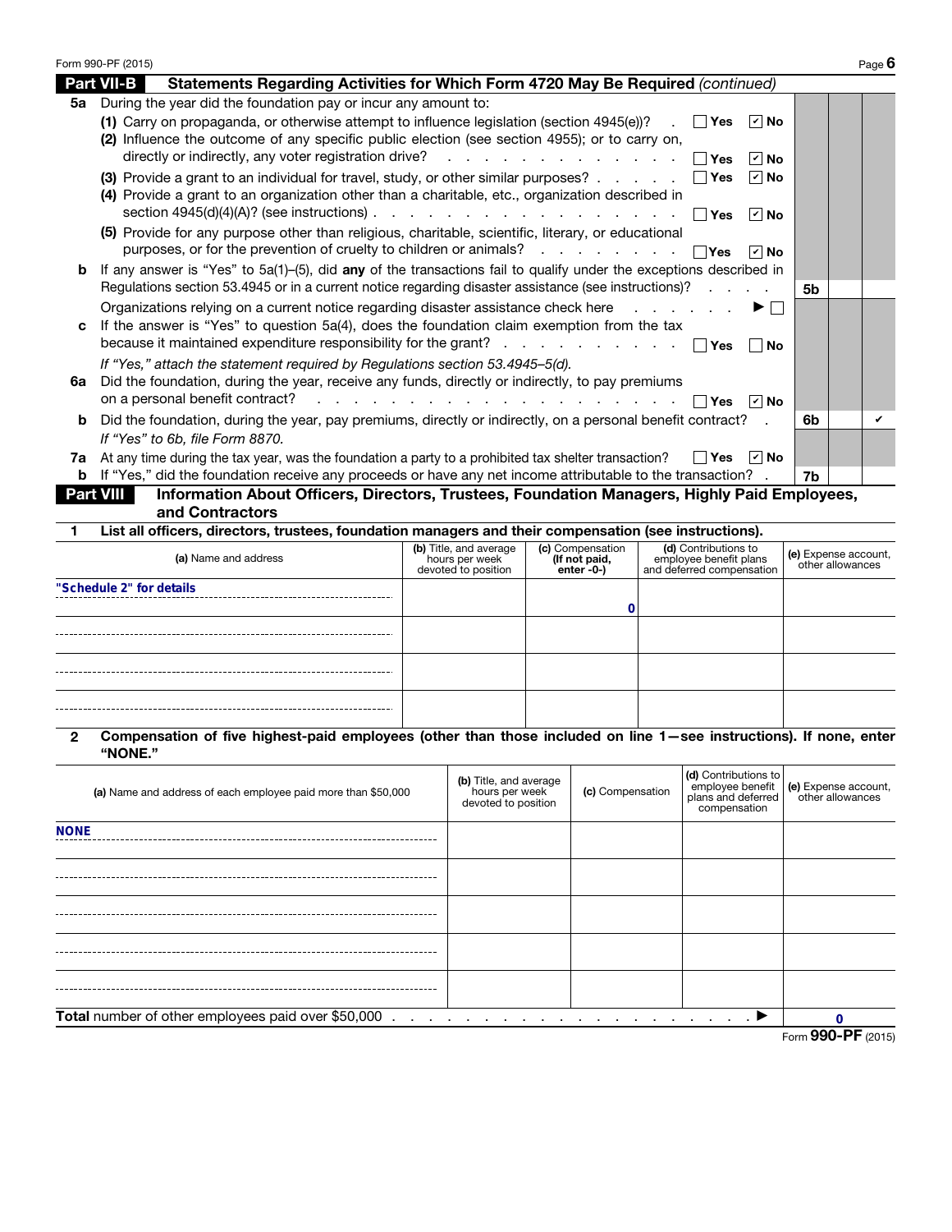Form 990-PF (2015)

## Part VII-B Statements Regarding Activities for Which Form 4720 May Be Required *(continued)*

**5a** During the year did the foundation pay or incur any amount to:

(1) Carry on propaganda, or otherwise attempt to influence legislation (section 4945(e))? ☐ Yes ☑ No

(2) Influence the outcome of any specific public election (see section 4955); or to carry on, directly or indirectly, any voter registration drive? ☐ Yes ☑ No

(3) Provide a grant to an individual for travel, study, or other similar purposes? ☐ Yes ☑ No

(4) Provide a grant to an organization other than a charitable, etc., organization described in section 4945(d)(4)(A)? (see instructions) ☐ Yes ☑ No

(5) Provide for any purpose other than religious, charitable, scientific, literary, or educational purposes, or for the prevention of cruelty to children or animals? ☐ Yes ☑ No

**b** If any answer is "Yes" to 5a(1)–(5), did **any** of the transactions fail to qualify under the exceptions described in Regulations section 53.4945 or in a current notice regarding disaster assistance (see instructions)? **5b**

Organizations relying on a current notice regarding disaster assistance check here ▶ ☐

**c** If the answer is "Yes" to question 5a(4), does the foundation claim exemption from the tax because it maintained expenditure responsibility for the grant? ☐ Yes ☐ No

*If "Yes," attach the statement required by Regulations section 53.4945–5(d).*

**6a** Did the foundation, during the year, receive any funds, directly or indirectly, to pay premiums on a personal benefit contract? ☐ Yes ☑ No

**b** Did the foundation, during the year, pay premiums, directly or indirectly, on a personal benefit contract? **6b** No ✔

*If "Yes" to 6b, file Form 8870.*

**7a** At any time during the tax year, was the foundation a party to a prohibited tax shelter transaction? ☐ Yes ☑ No

**b** If "Yes," did the foundation receive any proceeds or have any net income attributable to the transaction? **7b**

## Part VIII Information About Officers, Directors, Trustees, Foundation Managers, Highly Paid Employees, and Contractors

**1 List all officers, directors, trustees, foundation managers and their compensation (see instructions).**

| (a) Name and address | (b) Title, and average hours per week devoted to position | (c) Compensation (If not paid, enter -0-) | (d) Contributions to employee benefit plans and deferred compensation | (e) Expense account, other allowances |
|---|---|---|---|---|
| "Schedule 2" for details | | 0 | | |
| | | | | |
| | | | | |
| | | | | |

**2 Compensation of five highest-paid employees (other than those included on line 1—see instructions). If none, enter "NONE."**

| (a) Name and address of each employee paid more than $50,000 | (b) Title, and average hours per week devoted to position | (c) Compensation | (d) Contributions to employee benefit plans and deferred compensation | (e) Expense account, other allowances |
|---|---|---|---|---|
| NONE | | | | |
| | | | | |
| | | | | |
| | | | | |
| | | | | |

**Total** number of other employees paid over $50,000 ▶ 0

Form **990-PF** (2015)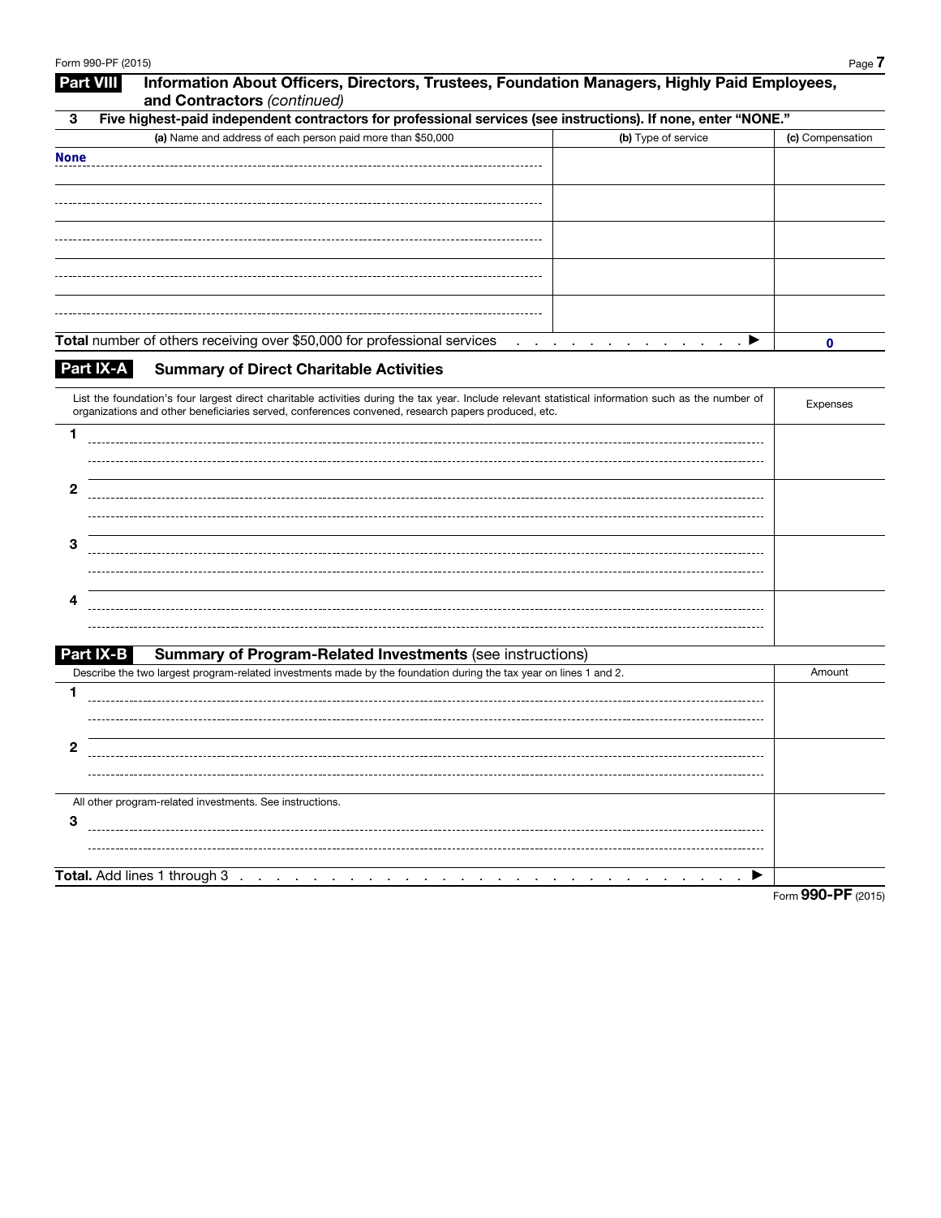## Part VIII Information About Officers, Directors, Trustees, Foundation Managers, Highly Paid Employees, and Contractors *(continued)*

**3 Five highest-paid independent contractors for professional services (see instructions). If none, enter "NONE."**

| (a) Name and address of each person paid more than $50,000 | (b) Type of service | (c) Compensation |
|---|---|---|
| None | | |
| | | |
| | | |
| | | |
| | | |
| **Total** number of others receiving over $50,000 for professional services ▶ | | 0 |

## Part IX-A Summary of Direct Charitable Activities

| List the foundation's four largest direct charitable activities during the tax year. Include relevant statistical information such as the number of organizations and other beneficiaries served, conferences convened, research papers produced, etc. | Expenses |
|---|---|
| 1 | |
| 2 | |
| 3 | |
| 4 | |

## Part IX-B Summary of Program-Related Investments (see instructions)

| Describe the two largest program-related investments made by the foundation during the tax year on lines 1 and 2. | Amount |
|---|---|
| 1 | |
| 2 | |
| All other program-related investments. See instructions. | |
| 3 | |
| **Total.** Add lines 1 through 3 ▶ | |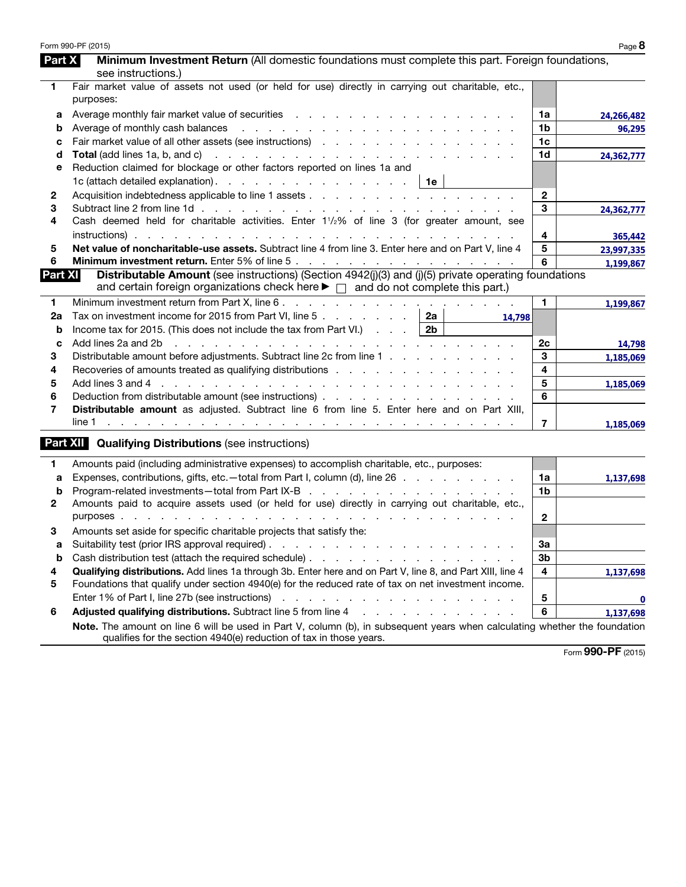## Part X — Minimum Investment Return (All domestic foundations must complete this part. Foreign foundations, see instructions.)

| | | | |
|---|---|---|---|
| 1 | Fair market value of assets not used (or held for use) directly in carrying out charitable, etc., purposes: | | |
| a | Average monthly fair market value of securities | 1a | 24,266,482 |
| b | Average of monthly cash balances | 1b | 96,295 |
| c | Fair market value of all other assets (see instructions) | 1c | |
| d | **Total** (add lines 1a, b, and c) | 1d | 24,362,777 |
| e | Reduction claimed for blockage or other factors reported on lines 1a and 1c (attach detailed explanation) . . . 1e | | |
| 2 | Acquisition indebtedness applicable to line 1 assets | 2 | |
| 3 | Subtract line 2 from line 1d | 3 | 24,362,777 |
| 4 | Cash deemed held for charitable activities. Enter 1½% of line 3 (for greater amount, see instructions) | 4 | 365,442 |
| 5 | **Net value of noncharitable-use assets.** Subtract line 4 from line 3. Enter here and on Part V, line 4 | 5 | 23,997,335 |
| 6 | **Minimum investment return.** Enter 5% of line 5 | 6 | 1,199,867 |

## Part XI — Distributable Amount (see instructions) (Section 4942(j)(3) and (j)(5) private operating foundations and certain foreign organizations check here ▶ ☐ and do not complete this part.)

| | | | | | |
|---|---|---|---|---|---|
| 1 | Minimum investment return from Part X, line 6 | | | 1 | 1,199,867 |
| 2a | Tax on investment income for 2015 from Part VI, line 5 | 2a | 14,798 | | |
| b | Income tax for 2015. (This does not include the tax from Part VI.) | 2b | | | |
| c | Add lines 2a and 2b | | | 2c | 14,798 |
| 3 | Distributable amount before adjustments. Subtract line 2c from line 1 | | | 3 | 1,185,069 |
| 4 | Recoveries of amounts treated as qualifying distributions | | | 4 | |
| 5 | Add lines 3 and 4 | | | 5 | 1,185,069 |
| 6 | Deduction from distributable amount (see instructions) | | | 6 | |
| 7 | **Distributable amount** as adjusted. Subtract line 6 from line 5. Enter here and on Part XIII, line 1 | | | 7 | 1,185,069 |

## Part XII — Qualifying Distributions (see instructions)

| | | | |
|---|---|---|---|
| 1 | Amounts paid (including administrative expenses) to accomplish charitable, etc., purposes: | | |
| a | Expenses, contributions, gifts, etc.—total from Part I, column (d), line 26 | 1a | 1,137,698 |
| b | Program-related investments—total from Part IX-B | 1b | |
| 2 | Amounts paid to acquire assets used (or held for use) directly in carrying out charitable, etc., purposes | 2 | |
| 3 | Amounts set aside for specific charitable projects that satisfy the: | | |
| a | Suitability test (prior IRS approval required) | 3a | |
| b | Cash distribution test (attach the required schedule) | 3b | |
| 4 | **Qualifying distributions.** Add lines 1a through 3b. Enter here and on Part V, line 8, and Part XIII, line 4 | 4 | 1,137,698 |
| 5 | Foundations that qualify under section 4940(e) for the reduced rate of tax on net investment income. Enter 1% of Part I, line 27b (see instructions) | 5 | 0 |
| 6 | **Adjusted qualifying distributions.** Subtract line 5 from line 4 | 6 | 1,137,698 |

**Note.** The amount on line 6 will be used in Part V, column (b), in subsequent years when calculating whether the foundation qualifies for the section 4940(e) reduction of tax in those years.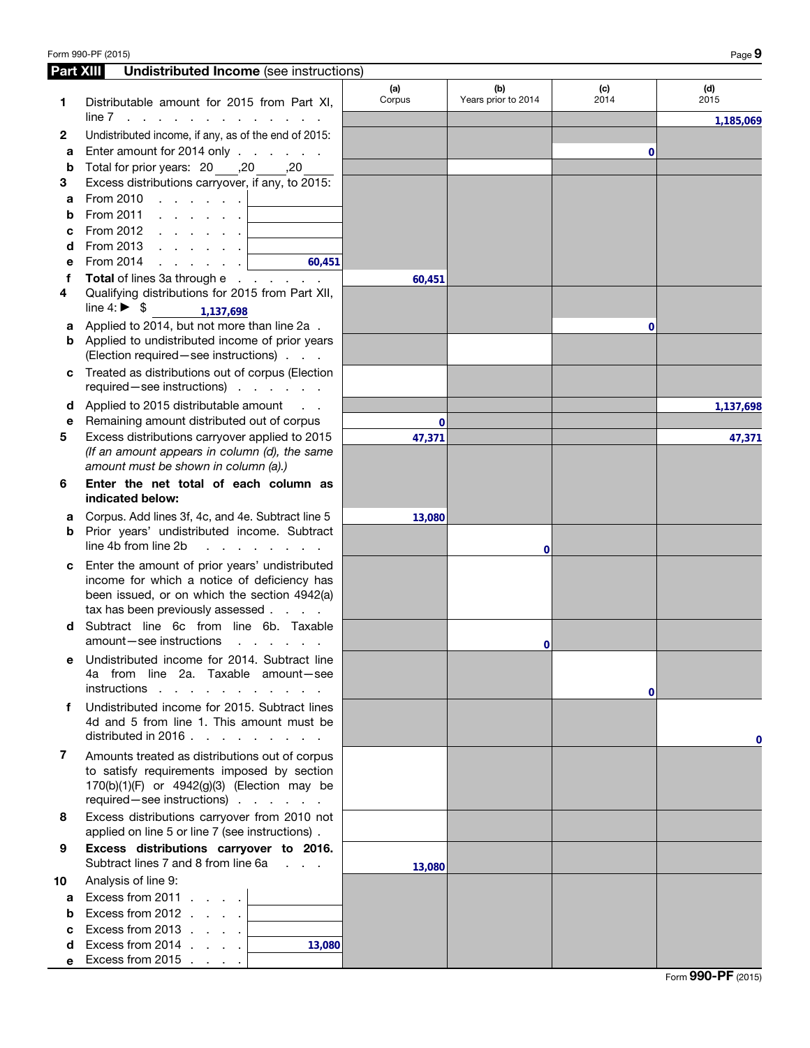## Part XIII Undistributed Income (see instructions)

| | | (a) Corpus | (b) Years prior to 2014 | (c) 2014 | (d) 2015 |
|---|---|---|---|---|---|
| **1** | Distributable amount for 2015 from Part XI, line 7 | | | | 1,185,069 |
| **2** | Undistributed income, if any, as of the end of 2015: | | | | |
| a | Enter amount for 2014 only | | | 0 | |
| b | Total for prior years: 20 ___, 20 ___, 20 ___ | | | | |
| **3** | Excess distributions carryover, if any, to 2015: | | | | |
| a | From 2010 | | | | |
| b | From 2011 | | | | |
| c | From 2012 | | | | |
| d | From 2013 | | | | |
| e | From 2014 60,451 | | | | |
| f | **Total** of lines 3a through e | 60,451 | | | |
| **4** | Qualifying distributions for 2015 from Part XII, line 4: ▶ $ 1,137,698 | | | | |
| a | Applied to 2014, but not more than line 2a | | | 0 | |
| b | Applied to undistributed income of prior years (Election required—see instructions) | | | | |
| c | Treated as distributions out of corpus (Election required—see instructions) | | | | |
| d | Applied to 2015 distributable amount | | | | 1,137,698 |
| e | Remaining amount distributed out of corpus | 0 | | | |
| **5** | Excess distributions carryover applied to 2015 *(If an amount appears in column (d), the same amount must be shown in column (a).)* | 47,371 | | | 47,371 |
| **6** | **Enter the net total of each column as indicated below:** | | | | |
| a | Corpus. Add lines 3f, 4c, and 4e. Subtract line 5 | 13,080 | | | |
| b | Prior years' undistributed income. Subtract line 4b from line 2b | | 0 | | |
| c | Enter the amount of prior years' undistributed income for which a notice of deficiency has been issued, or on which the section 4942(a) tax has been previously assessed | | | | |
| d | Subtract line 6c from line 6b. Taxable amount—see instructions | | 0 | | |
| e | Undistributed income for 2014. Subtract line 4a from line 2a. Taxable amount—see instructions | | | 0 | |
| f | Undistributed income for 2015. Subtract lines 4d and 5 from line 1. This amount must be distributed in 2016 | | | | 0 |
| **7** | Amounts treated as distributions out of corpus to satisfy requirements imposed by section 170(b)(1)(F) or 4942(g)(3) (Election may be required—see instructions) | | | | |
| **8** | Excess distributions carryover from 2010 not applied on line 5 or line 7 (see instructions) | | | | |
| **9** | **Excess distributions carryover to 2016.** Subtract lines 7 and 8 from line 6a | 13,080 | | | |
| **10** | Analysis of line 9: | | | | |
| a | Excess from 2011 | | | | |
| b | Excess from 2012 | | | | |
| c | Excess from 2013 | | | | |
| d | Excess from 2014 13,080 | | | | |
| e | Excess from 2015 | | | | |

Form **990-PF** (2015)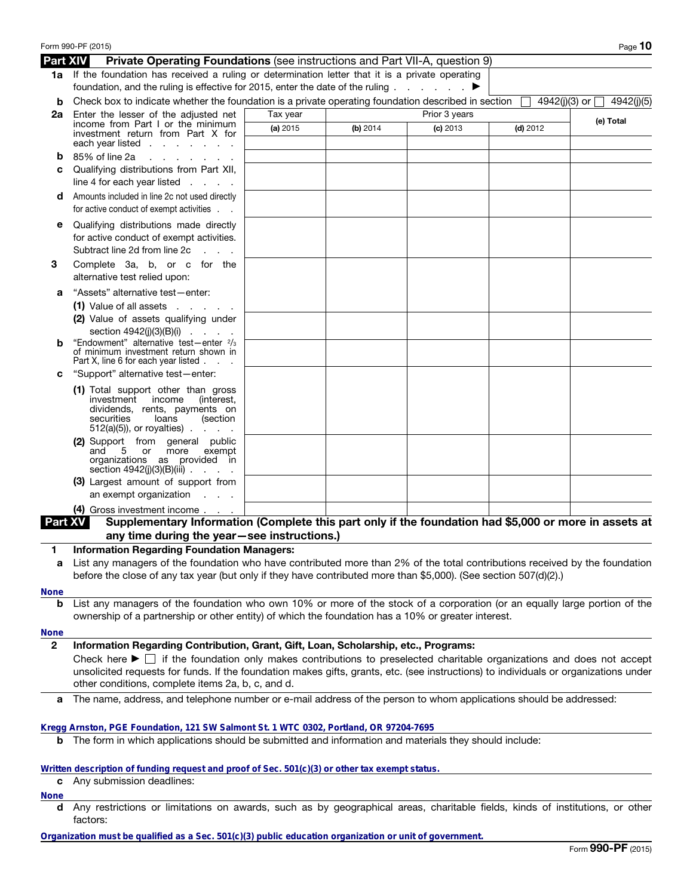## Part XIV Private Operating Foundations (see instructions and Part VII-A, question 9)

**1a** If the foundation has received a ruling or determination letter that it is a private operating foundation, and the ruling is effective for 2015, enter the date of the ruling . . . . . . . ▶

**b** Check box to indicate whether the foundation is a private operating foundation described in section ☐ 4942(j)(3) or ☐ 4942(j)(5)

| | Tax year | Prior 3 years | | | (e) Total |
|---|---|---|---|---|---|
| | (a) 2015 | (b) 2014 | (c) 2013 | (d) 2012 | |
| **2a** Enter the lesser of the adjusted net income from Part I or the minimum investment return from Part X for each year listed | | | | | |
| **b** 85% of line 2a | | | | | |
| **c** Qualifying distributions from Part XII, line 4 for each year listed | | | | | |
| **d** Amounts included in line 2c not used directly for active conduct of exempt activities | | | | | |
| **e** Qualifying distributions made directly for active conduct of exempt activities. Subtract line 2d from line 2c | | | | | |
| **3** Complete 3a, b, or c for the alternative test relied upon: | | | | | |
| **a** "Assets" alternative test—enter: (1) Value of all assets | | | | | |
| (2) Value of assets qualifying under section 4942(j)(3)(B)(i) | | | | | |
| **b** "Endowment" alternative test—enter 2/3 of minimum investment return shown in Part X, line 6 for each year listed | | | | | |
| **c** "Support" alternative test—enter: (1) Total support other than gross investment income (interest, dividends, rents, payments on securities loans (section 512(a)(5)), or royalties) | | | | | |
| (2) Support from general public and 5 or more exempt organizations as provided in section 4942(j)(3)(B)(iii) | | | | | |
| (3) Largest amount of support from an exempt organization | | | | | |
| (4) Gross investment income | | | | | |

## Part XV Supplementary Information (Complete this part only if the foundation had $5,000 or more in assets at any time during the year—see instructions.)

**1 Information Regarding Foundation Managers:**

**a** List any managers of the foundation who have contributed more than 2% of the total contributions received by the foundation before the close of any tax year (but only if they have contributed more than $5,000). (See section 507(d)(2).)

None

**b** List any managers of the foundation who own 10% or more of the stock of a corporation (or an equally large portion of the ownership of a partnership or other entity) of which the foundation has a 10% or greater interest.

None

**2 Information Regarding Contribution, Grant, Gift, Loan, Scholarship, etc., Programs:**

Check here ▶ ☐ if the foundation only makes contributions to preselected charitable organizations and does not accept unsolicited requests for funds. If the foundation makes gifts, grants, etc. (see instructions) to individuals or organizations under other conditions, complete items 2a, b, c, and d.

**a** The name, address, and telephone number or e-mail address of the person to whom applications should be addressed:

Kregg Arnston, PGE Foundation, 121 SW Salmont St. 1 WTC 0302, Portland, OR 97204-7695

**b** The form in which applications should be submitted and information and materials they should include:

Written description of funding request and proof of Sec. 501(c)(3) or other tax exempt status.

**c** Any submission deadlines:

None

**d** Any restrictions or limitations on awards, such as by geographical areas, charitable fields, kinds of institutions, or other factors:

Organization must be qualified as a Sec. 501(c)(3) public education organization or unit of government.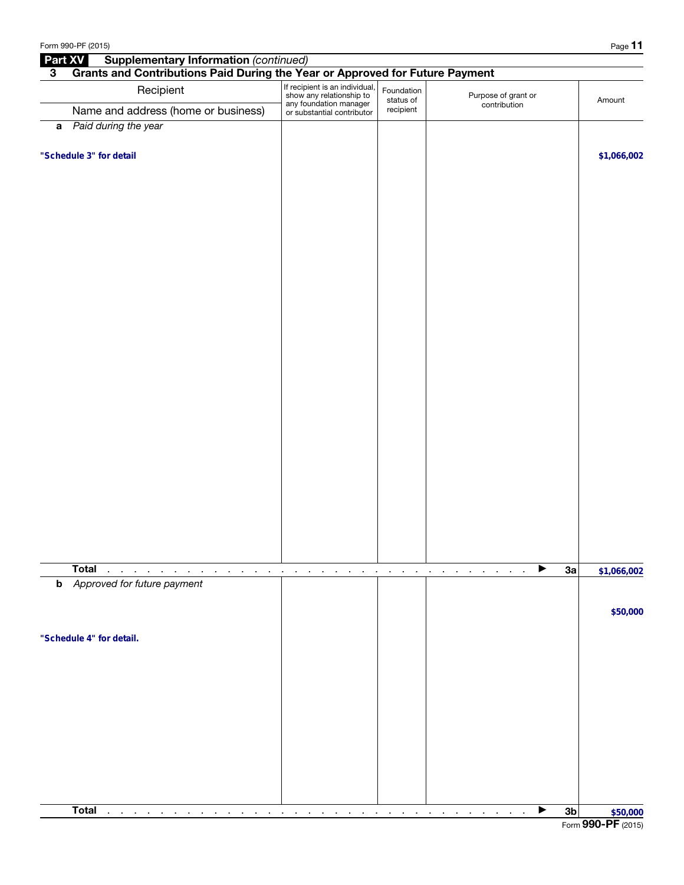## Part XV Supplementary Information *(continued)*

### 3 Grants and Contributions Paid During the Year or Approved for Future Payment

| Recipient<br>Name and address (home or business) | If recipient is an individual, show any relationship to any foundation manager or substantial contributor | Foundation status of recipient | Purpose of grant or contribution | Amount |
|---|---|---|---|---|
| **a** *Paid during the year* | | | | |
| **"Schedule 3" for detail** | | | | **$1,066,002** |
| **Total** . . . . . . . . . . . . . . . . . . . . . . . . . . . . . . . . . ▶ **3a** | | | | **$1,066,002** |
| **b** *Approved for future payment* | | | | |
| | | | | **$50,000** |
| **"Schedule 4" for detail.** | | | | |
| **Total** . . . . . . . . . . . . . . . . . . . . . . . . . . . . . . . . . ▶ **3b** | | | | **$50,000** |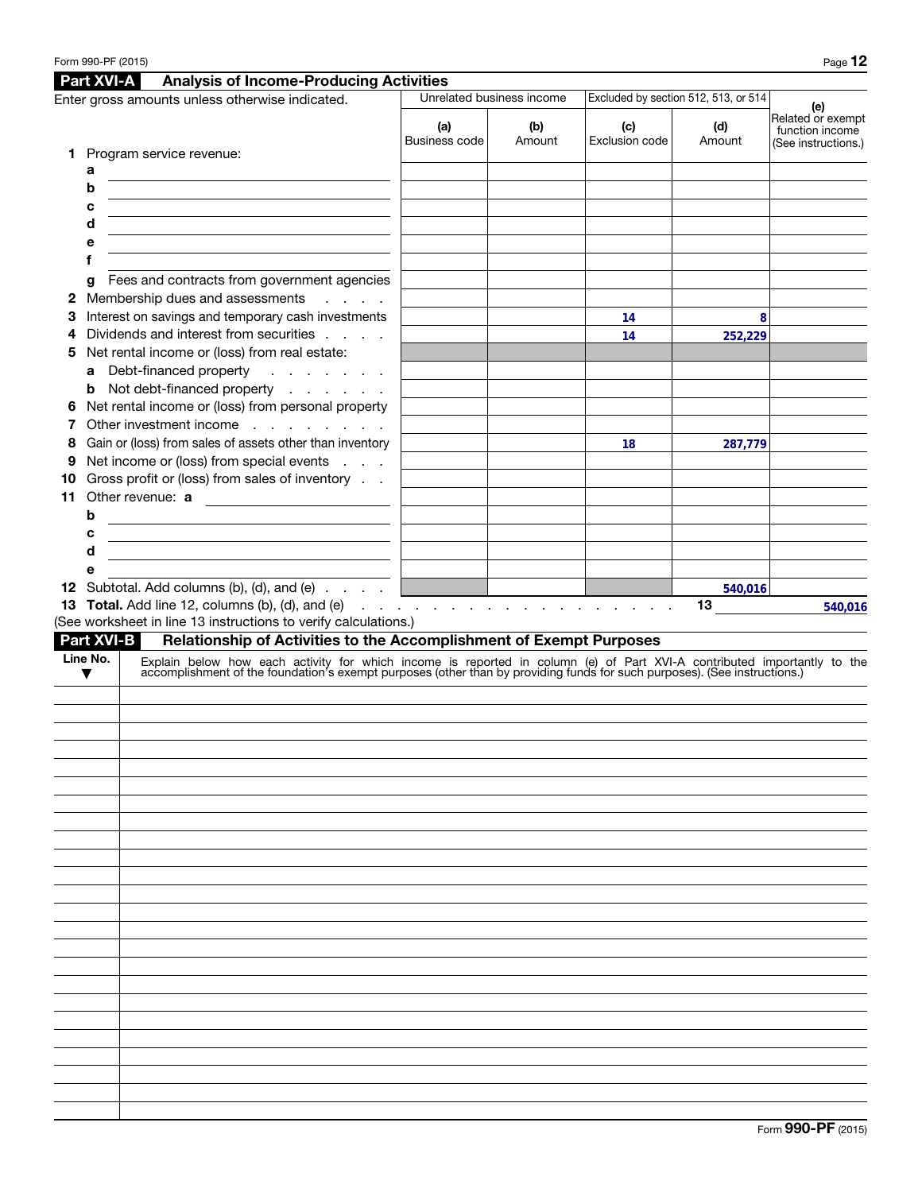## Part XVI-A Analysis of Income-Producing Activities

Enter gross amounts unless otherwise indicated.

| | Unrelated business income | | Excluded by section 512, 513, or 514 | | (e) Related or exempt function income (See instructions.) |
|---|---|---|---|---|---|
| | (a) Business code | (b) Amount | (c) Exclusion code | (d) Amount | |
| **1** Program service revenue: | | | | | |
| a | | | | | |
| b | | | | | |
| c | | | | | |
| d | | | | | |
| e | | | | | |
| f | | | | | |
| g Fees and contracts from government agencies | | | | | |
| **2** Membership dues and assessments | | | | | |
| **3** Interest on savings and temporary cash investments | | | 14 | 8 | |
| **4** Dividends and interest from securities | | | 14 | 252,229 | |
| **5** Net rental income or (loss) from real estate: | | | | | |
| a Debt-financed property | | | | | |
| b Not debt-financed property | | | | | |
| **6** Net rental income or (loss) from personal property | | | | | |
| **7** Other investment income | | | | | |
| **8** Gain or (loss) from sales of assets other than inventory | | | 18 | 287,779 | |
| **9** Net income or (loss) from special events | | | | | |
| **10** Gross profit or (loss) from sales of inventory | | | | | |
| **11** Other revenue: a | | | | | |
| b | | | | | |
| c | | | | | |
| d | | | | | |
| e | | | | | |
| **12** Subtotal. Add columns (b), (d), and (e) | | | | 540,016 | |

**13 Total.** Add line 12, columns (b), (d), and (e) . . . . . **13** 540,016

(See worksheet in line 13 instructions to verify calculations.)

## Part XVI-B Relationship of Activities to the Accomplishment of Exempt Purposes

| Line No. ▼ | Explain below how each activity for which income is reported in column (e) of Part XVI-A contributed importantly to the accomplishment of the foundation's exempt purposes (other than by providing funds for such purposes). (See instructions.) |
|---|---|
| | |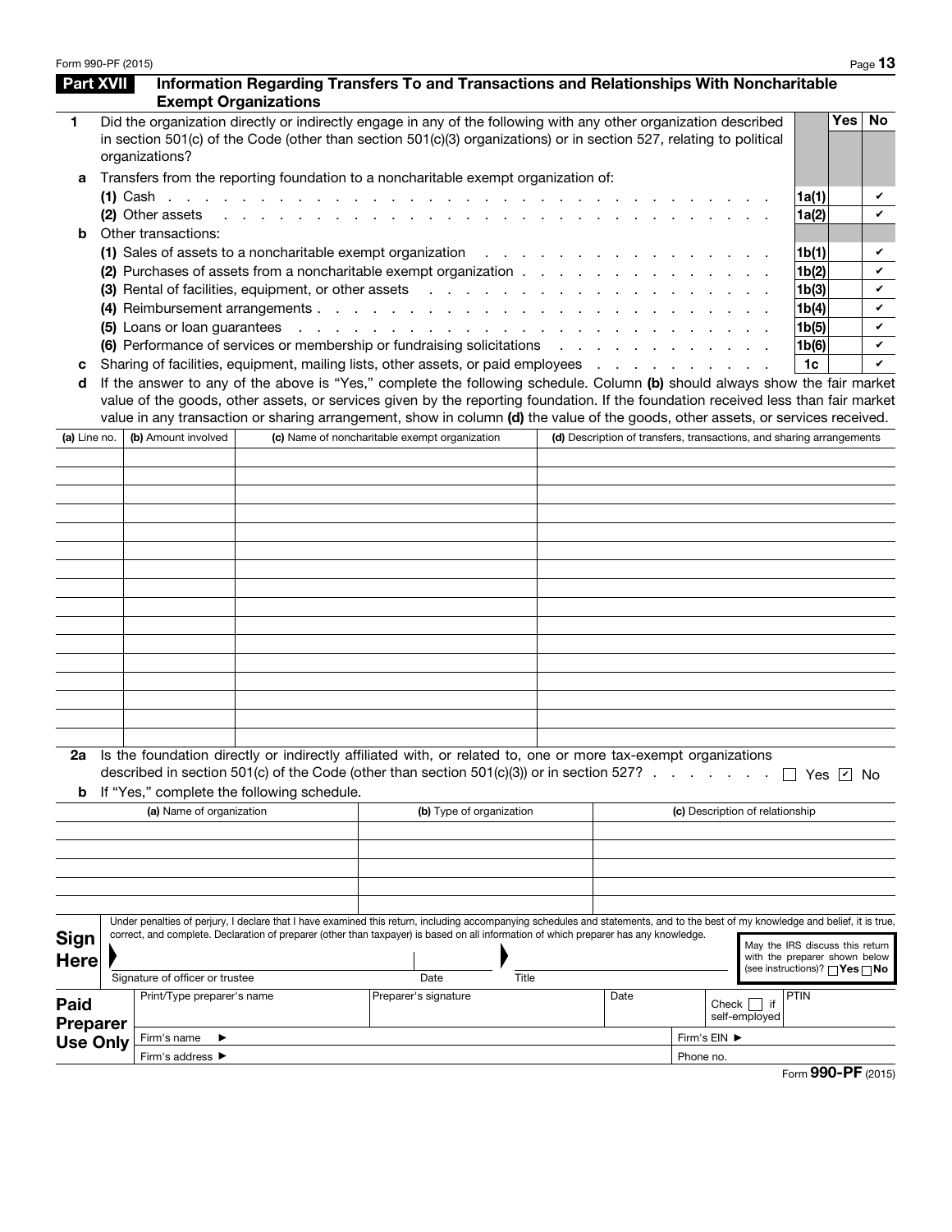## Part XVII Information Regarding Transfers To and Transactions and Relationships With Noncharitable Exempt Organizations

| | | | Yes | No |
|---|---|---|---|---|
| **1** | Did the organization directly or indirectly engage in any of the following with any other organization described in section 501(c) of the Code (other than section 501(c)(3) organizations) or in section 527, relating to political organizations? | | | |
| **a** | Transfers from the reporting foundation to a noncharitable exempt organization of: | | | |
| | **(1)** Cash | 1a(1) | | ✔ |
| | **(2)** Other assets | 1a(2) | | ✔ |
| **b** | Other transactions: | | | |
| | **(1)** Sales of assets to a noncharitable exempt organization | 1b(1) | | ✔ |
| | **(2)** Purchases of assets from a noncharitable exempt organization | 1b(2) | | ✔ |
| | **(3)** Rental of facilities, equipment, or other assets | 1b(3) | | ✔ |
| | **(4)** Reimbursement arrangements | 1b(4) | | ✔ |
| | **(5)** Loans or loan guarantees | 1b(5) | | ✔ |
| | **(6)** Performance of services or membership or fundraising solicitations | 1b(6) | | ✔ |
| **c** | Sharing of facilities, equipment, mailing lists, other assets, or paid employees | 1c | | ✔ |

**d** If the answer to any of the above is "Yes," complete the following schedule. Column **(b)** should always show the fair market value of the goods, other assets, or services given by the reporting foundation. If the foundation received less than fair market value in any transaction or sharing arrangement, show in column **(d)** the value of the goods, other assets, or services received.

| (a) Line no. | (b) Amount involved | (c) Name of noncharitable exempt organization | (d) Description of transfers, transactions, and sharing arrangements |
|---|---|---|---|
| | | | |

**2a** Is the foundation directly or indirectly affiliated with, or related to, one or more tax-exempt organizations described in section 501(c) of the Code (other than section 501(c)(3)) or in section 527? ☐ Yes ☑ No

**b** If "Yes," complete the following schedule.

| (a) Name of organization | (b) Type of organization | (c) Description of relationship |
|---|---|---|
| | | |

**Sign Here**

Under penalties of perjury, I declare that I have examined this return, including accompanying schedules and statements, and to the best of my knowledge and belief, it is true, correct, and complete. Declaration of preparer (other than taxpayer) is based on all information of which preparer has any knowledge.

Signature of officer or trustee | Date | Title

May the IRS discuss this return with the preparer shown below (see instructions)? ☐ Yes ☐ No

**Paid Preparer Use Only**

| Print/Type preparer's name | Preparer's signature | Date | Check ☐ if self-employed | PTIN |
|---|---|---|---|---|
| Firm's name ► | | | Firm's EIN ► | |
| Firm's address ► | | | Phone no. | |

Form **990-PF** (2015)